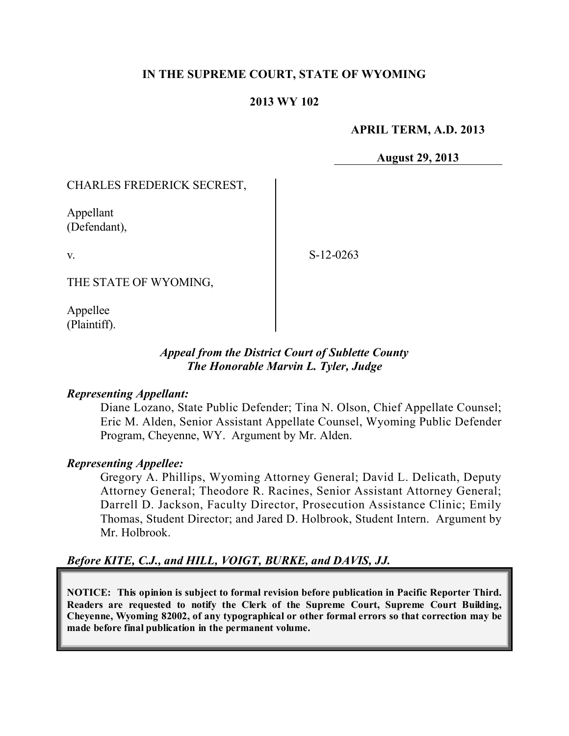**IN THE SUPREME COURT, STATE OF WYOMING**

**2013 WY 102**

**APRIL TERM, A.D. 2013**

**August 29, 2013**

CHARLES FREDERICK SECREST,

Appellant
(Defendant),

v.

S-12-0263

THE STATE OF WYOMING,

Appellee
(Plaintiff).

***Appeal from the District Court of Sublette County***
***The Honorable Marvin L. Tyler, Judge***

***Representing Appellant:***

Diane Lozano, State Public Defender; Tina N. Olson, Chief Appellate Counsel; Eric M. Alden, Senior Assistant Appellate Counsel, Wyoming Public Defender Program, Cheyenne, WY. Argument by Mr. Alden.

***Representing Appellee:***

Gregory A. Phillips, Wyoming Attorney General; David L. Delicath, Deputy Attorney General; Theodore R. Racines, Senior Assistant Attorney General; Darrell D. Jackson, Faculty Director, Prosecution Assistance Clinic; Emily Thomas, Student Director; and Jared D. Holbrook, Student Intern. Argument by Mr. Holbrook.

***Before KITE, C.J., and HILL, VOIGT, BURKE, and DAVIS, JJ.***

**NOTICE: This opinion is subject to formal revision before publication in Pacific Reporter Third. Readers are requested to notify the Clerk of the Supreme Court, Supreme Court Building, Cheyenne, Wyoming 82002, of any typographical or other formal errors so that correction may be made before final publication in the permanent volume.**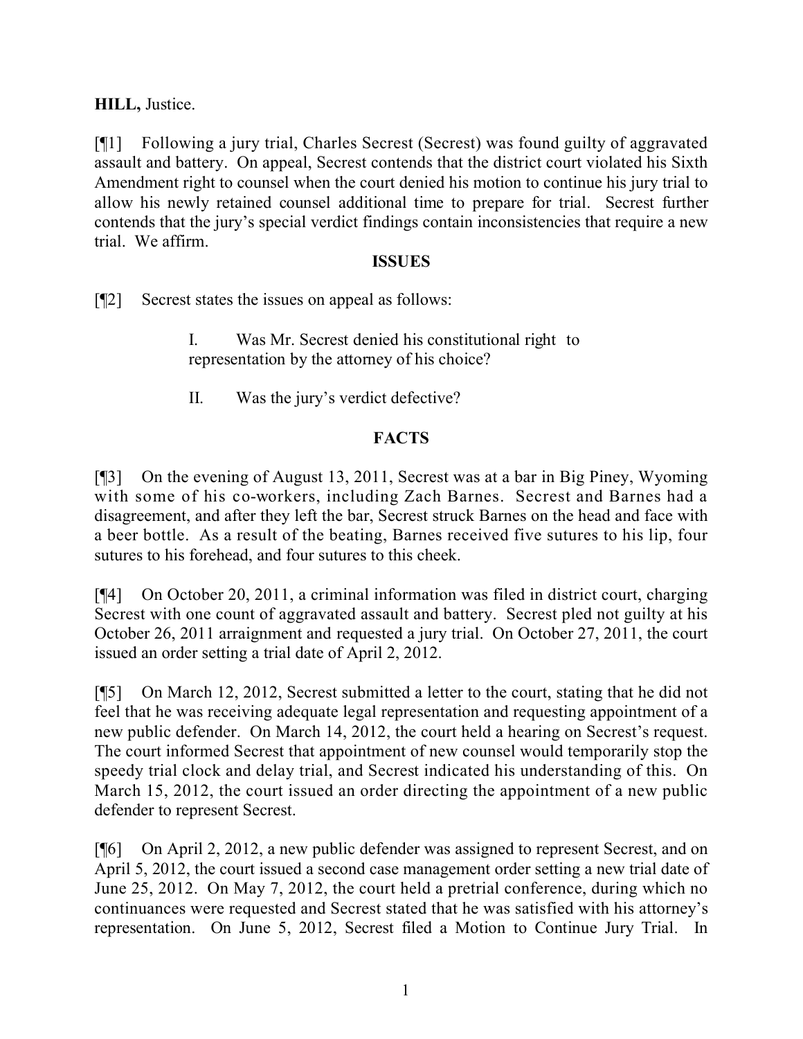**HILL,** Justice.

[¶1] Following a jury trial, Charles Secrest (Secrest) was found guilty of aggravated assault and battery. On appeal, Secrest contends that the district court violated his Sixth Amendment right to counsel when the court denied his motion to continue his jury trial to allow his newly retained counsel additional time to prepare for trial. Secrest further contends that the jury's special verdict findings contain inconsistencies that require a new trial. We affirm.

## ISSUES

[¶2] Secrest states the issues on appeal as follows:

> I. Was Mr. Secrest denied his constitutional right to representation by the attorney of his choice?
>
> II. Was the jury's verdict defective?

## FACTS

[¶3] On the evening of August 13, 2011, Secrest was at a bar in Big Piney, Wyoming with some of his co-workers, including Zach Barnes. Secrest and Barnes had a disagreement, and after they left the bar, Secrest struck Barnes on the head and face with a beer bottle. As a result of the beating, Barnes received five sutures to his lip, four sutures to his forehead, and four sutures to this cheek.

[¶4] On October 20, 2011, a criminal information was filed in district court, charging Secrest with one count of aggravated assault and battery. Secrest pled not guilty at his October 26, 2011 arraignment and requested a jury trial. On October 27, 2011, the court issued an order setting a trial date of April 2, 2012.

[¶5] On March 12, 2012, Secrest submitted a letter to the court, stating that he did not feel that he was receiving adequate legal representation and requesting appointment of a new public defender. On March 14, 2012, the court held a hearing on Secrest's request. The court informed Secrest that appointment of new counsel would temporarily stop the speedy trial clock and delay trial, and Secrest indicated his understanding of this. On March 15, 2012, the court issued an order directing the appointment of a new public defender to represent Secrest.

[¶6] On April 2, 2012, a new public defender was assigned to represent Secrest, and on April 5, 2012, the court issued a second case management order setting a new trial date of June 25, 2012. On May 7, 2012, the court held a pretrial conference, during which no continuances were requested and Secrest stated that he was satisfied with his attorney's representation. On June 5, 2012, Secrest filed a Motion to Continue Jury Trial. In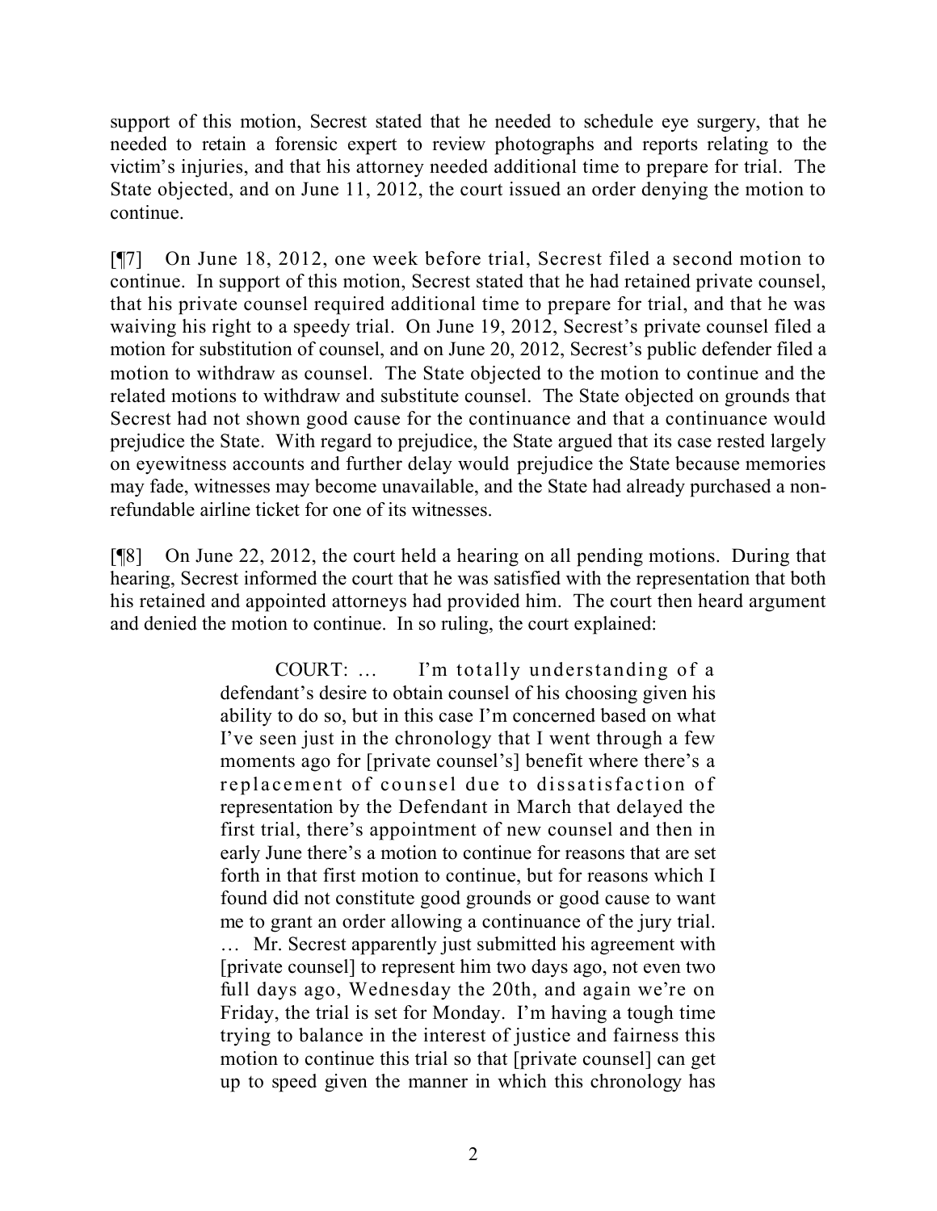support of this motion, Secrest stated that he needed to schedule eye surgery, that he needed to retain a forensic expert to review photographs and reports relating to the victim's injuries, and that his attorney needed additional time to prepare for trial. The State objected, and on June 11, 2012, the court issued an order denying the motion to continue.

[¶7] On June 18, 2012, one week before trial, Secrest filed a second motion to continue. In support of this motion, Secrest stated that he had retained private counsel, that his private counsel required additional time to prepare for trial, and that he was waiving his right to a speedy trial. On June 19, 2012, Secrest's private counsel filed a motion for substitution of counsel, and on June 20, 2012, Secrest's public defender filed a motion to withdraw as counsel. The State objected to the motion to continue and the related motions to withdraw and substitute counsel. The State objected on grounds that Secrest had not shown good cause for the continuance and that a continuance would prejudice the State. With regard to prejudice, the State argued that its case rested largely on eyewitness accounts and further delay would prejudice the State because memories may fade, witnesses may become unavailable, and the State had already purchased a non-refundable airline ticket for one of its witnesses.

[¶8] On June 22, 2012, the court held a hearing on all pending motions. During that hearing, Secrest informed the court that he was satisfied with the representation that both his retained and appointed attorneys had provided him. The court then heard argument and denied the motion to continue. In so ruling, the court explained:

> COURT: … I'm totally understanding of a defendant's desire to obtain counsel of his choosing given his ability to do so, but in this case I'm concerned based on what I've seen just in the chronology that I went through a few moments ago for [private counsel's] benefit where there's a replacement of counsel due to dissatisfaction of representation by the Defendant in March that delayed the first trial, there's appointment of new counsel and then in early June there's a motion to continue for reasons that are set forth in that first motion to continue, but for reasons which I found did not constitute good grounds or good cause to want me to grant an order allowing a continuance of the jury trial. … Mr. Secrest apparently just submitted his agreement with [private counsel] to represent him two days ago, not even two full days ago, Wednesday the 20th, and again we're on Friday, the trial is set for Monday. I'm having a tough time trying to balance in the interest of justice and fairness this motion to continue this trial so that [private counsel] can get up to speed given the manner in which this chronology has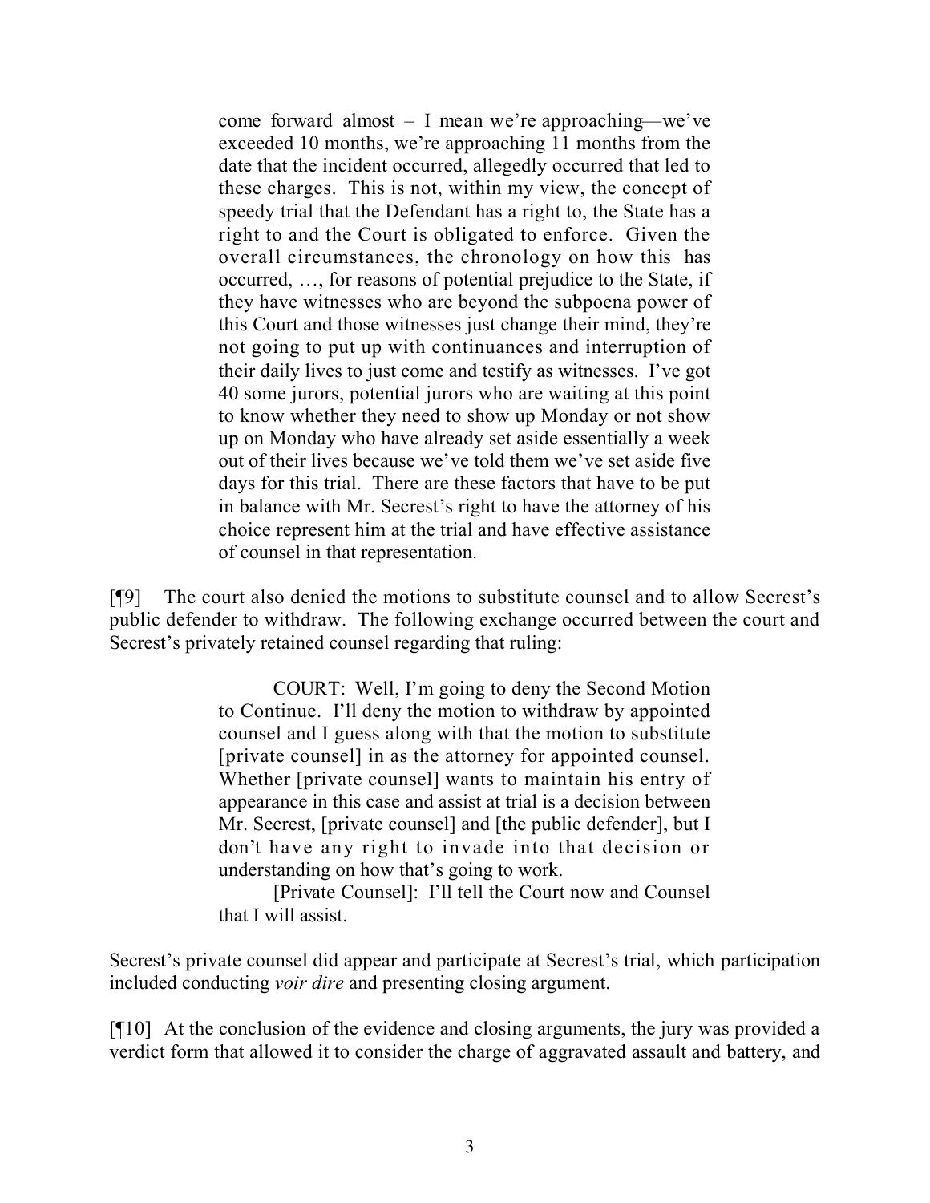> come forward almost – I mean we're approaching—we've exceeded 10 months, we're approaching 11 months from the date that the incident occurred, allegedly occurred that led to these charges. This is not, within my view, the concept of speedy trial that the Defendant has a right to, the State has a right to and the Court is obligated to enforce. Given the overall circumstances, the chronology on how this has occurred, …, for reasons of potential prejudice to the State, if they have witnesses who are beyond the subpoena power of this Court and those witnesses just change their mind, they're not going to put up with continuances and interruption of their daily lives to just come and testify as witnesses. I've got 40 some jurors, potential jurors who are waiting at this point to know whether they need to show up Monday or not show up on Monday who have already set aside essentially a week out of their lives because we've told them we've set aside five days for this trial. There are these factors that have to be put in balance with Mr. Secrest's right to have the attorney of his choice represent him at the trial and have effective assistance of counsel in that representation.

[¶9] The court also denied the motions to substitute counsel and to allow Secrest's public defender to withdraw. The following exchange occurred between the court and Secrest's privately retained counsel regarding that ruling:

> COURT: Well, I'm going to deny the Second Motion to Continue. I'll deny the motion to withdraw by appointed counsel and I guess along with that the motion to substitute [private counsel] in as the attorney for appointed counsel. Whether [private counsel] wants to maintain his entry of appearance in this case and assist at trial is a decision between Mr. Secrest, [private counsel] and [the public defender], but I don't have any right to invade into that decision or understanding on how that's going to work.
>
> [Private Counsel]: I'll tell the Court now and Counsel that I will assist.

Secrest's private counsel did appear and participate at Secrest's trial, which participation included conducting *voir dire* and presenting closing argument.

[¶10] At the conclusion of the evidence and closing arguments, the jury was provided a verdict form that allowed it to consider the charge of aggravated assault and battery, and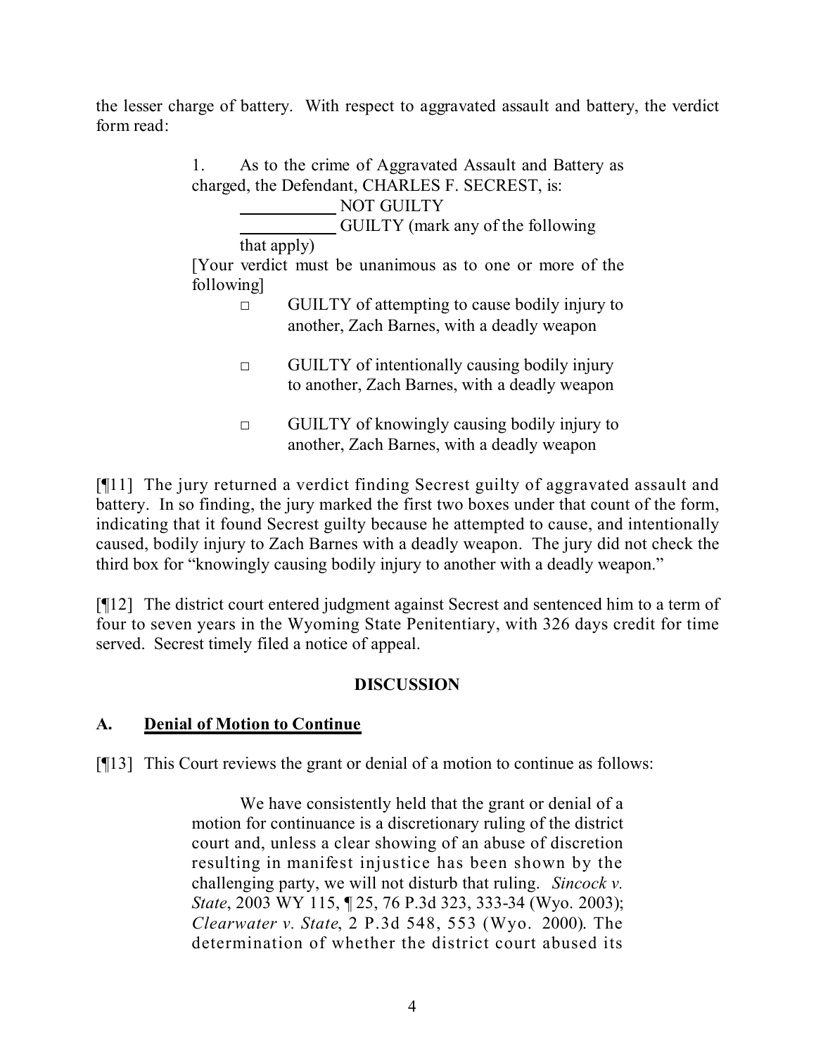the lesser charge of battery. With respect to aggravated assault and battery, the verdict form read:

> 1. As to the crime of Aggravated Assault and Battery as charged, the Defendant, CHARLES F. SECREST, is:
>
> ___________ NOT GUILTY
>
> ___________ GUILTY (mark any of the following that apply)
>
> [Your verdict must be unanimous as to one or more of the following]
>
> □ GUILTY of attempting to cause bodily injury to another, Zach Barnes, with a deadly weapon
>
> □ GUILTY of intentionally causing bodily injury to another, Zach Barnes, with a deadly weapon
>
> □ GUILTY of knowingly causing bodily injury to another, Zach Barnes, with a deadly weapon

[¶11] The jury returned a verdict finding Secrest guilty of aggravated assault and battery. In so finding, the jury marked the first two boxes under that count of the form, indicating that it found Secrest guilty because he attempted to cause, and intentionally caused, bodily injury to Zach Barnes with a deadly weapon. The jury did not check the third box for "knowingly causing bodily injury to another with a deadly weapon."

[¶12] The district court entered judgment against Secrest and sentenced him to a term of four to seven years in the Wyoming State Penitentiary, with 326 days credit for time served. Secrest timely filed a notice of appeal.

## DISCUSSION

### A. Denial of Motion to Continue

[¶13] This Court reviews the grant or denial of a motion to continue as follows:

> We have consistently held that the grant or denial of a motion for continuance is a discretionary ruling of the district court and, unless a clear showing of an abuse of discretion resulting in manifest injustice has been shown by the challenging party, we will not disturb that ruling. *Sincock v. State*, 2003 WY 115, ¶ 25, 76 P.3d 323, 333-34 (Wyo. 2003); *Clearwater v. State*, 2 P.3d 548, 553 (Wyo. 2000). The determination of whether the district court abused its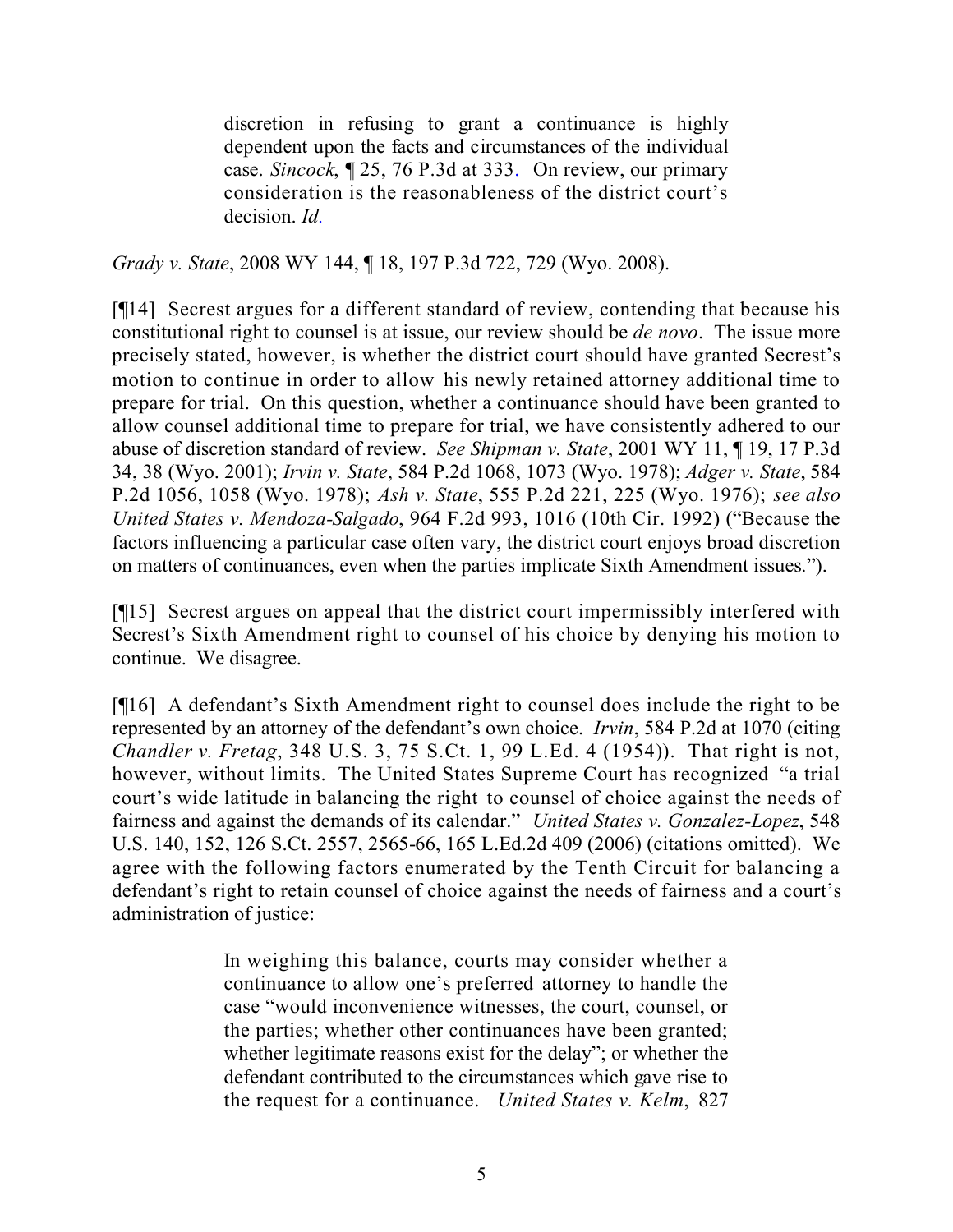> discretion in refusing to grant a continuance is highly dependent upon the facts and circumstances of the individual case. *Sincock*, ¶ 25, 76 P.3d at 333. On review, our primary consideration is the reasonableness of the district court's decision. *Id.*

*Grady v. State*, 2008 WY 144, ¶ 18, 197 P.3d 722, 729 (Wyo. 2008).

[¶14] Secrest argues for a different standard of review, contending that because his constitutional right to counsel is at issue, our review should be *de novo*. The issue more precisely stated, however, is whether the district court should have granted Secrest's motion to continue in order to allow his newly retained attorney additional time to prepare for trial. On this question, whether a continuance should have been granted to allow counsel additional time to prepare for trial, we have consistently adhered to our abuse of discretion standard of review. *See Shipman v. State*, 2001 WY 11, ¶ 19, 17 P.3d 34, 38 (Wyo. 2001); *Irvin v. State*, 584 P.2d 1068, 1073 (Wyo. 1978); *Adger v. State*, 584 P.2d 1056, 1058 (Wyo. 1978); *Ash v. State*, 555 P.2d 221, 225 (Wyo. 1976); *see also United States v. Mendoza-Salgado*, 964 F.2d 993, 1016 (10th Cir. 1992) ("Because the factors influencing a particular case often vary, the district court enjoys broad discretion on matters of continuances, even when the parties implicate Sixth Amendment issues.").

[¶15] Secrest argues on appeal that the district court impermissibly interfered with Secrest's Sixth Amendment right to counsel of his choice by denying his motion to continue. We disagree.

[¶16] A defendant's Sixth Amendment right to counsel does include the right to be represented by an attorney of the defendant's own choice. *Irvin*, 584 P.2d at 1070 (citing *Chandler v. Fretag*, 348 U.S. 3, 75 S.Ct. 1, 99 L.Ed. 4 (1954)). That right is not, however, without limits. The United States Supreme Court has recognized "a trial court's wide latitude in balancing the right to counsel of choice against the needs of fairness and against the demands of its calendar." *United States v. Gonzalez-Lopez*, 548 U.S. 140, 152, 126 S.Ct. 2557, 2565-66, 165 L.Ed.2d 409 (2006) (citations omitted). We agree with the following factors enumerated by the Tenth Circuit for balancing a defendant's right to retain counsel of choice against the needs of fairness and a court's administration of justice:

> In weighing this balance, courts may consider whether a continuance to allow one's preferred attorney to handle the case "would inconvenience witnesses, the court, counsel, or the parties; whether other continuances have been granted; whether legitimate reasons exist for the delay"; or whether the defendant contributed to the circumstances which gave rise to the request for a continuance. *United States v. Kelm*, 827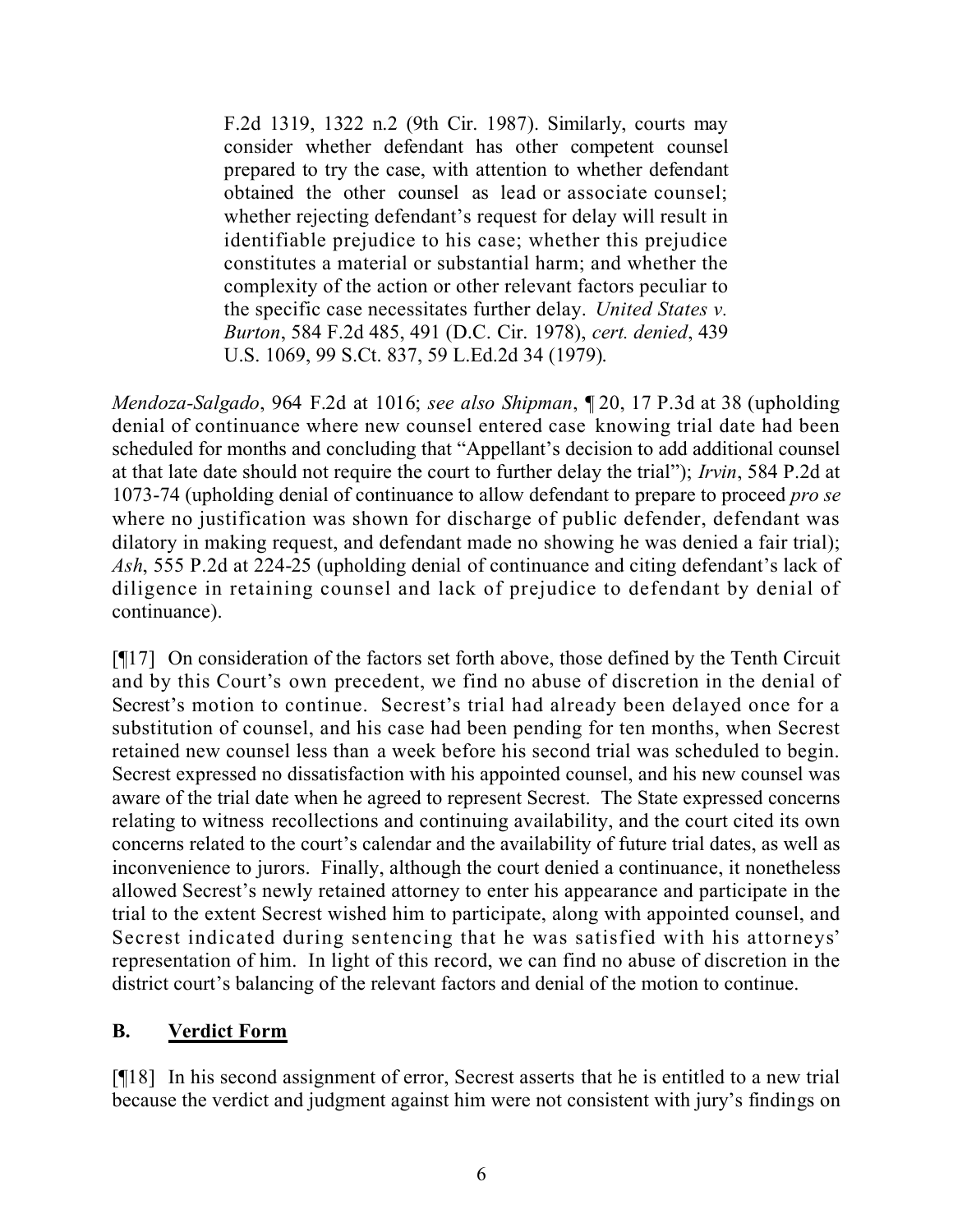> F.2d 1319, 1322 n.2 (9th Cir. 1987). Similarly, courts may consider whether defendant has other competent counsel prepared to try the case, with attention to whether defendant obtained the other counsel as lead or associate counsel; whether rejecting defendant's request for delay will result in identifiable prejudice to his case; whether this prejudice constitutes a material or substantial harm; and whether the complexity of the action or other relevant factors peculiar to the specific case necessitates further delay. *United States v. Burton*, 584 F.2d 485, 491 (D.C. Cir. 1978), *cert. denied*, 439 U.S. 1069, 99 S.Ct. 837, 59 L.Ed.2d 34 (1979).

*Mendoza-Salgado*, 964 F.2d at 1016; *see also Shipman*, ¶ 20, 17 P.3d at 38 (upholding denial of continuance where new counsel entered case knowing trial date had been scheduled for months and concluding that "Appellant's decision to add additional counsel at that late date should not require the court to further delay the trial"); *Irvin*, 584 P.2d at 1073-74 (upholding denial of continuance to allow defendant to prepare to proceed *pro se* where no justification was shown for discharge of public defender, defendant was dilatory in making request, and defendant made no showing he was denied a fair trial); *Ash*, 555 P.2d at 224-25 (upholding denial of continuance and citing defendant's lack of diligence in retaining counsel and lack of prejudice to defendant by denial of continuance).

[¶17] On consideration of the factors set forth above, those defined by the Tenth Circuit and by this Court's own precedent, we find no abuse of discretion in the denial of Secrest's motion to continue. Secrest's trial had already been delayed once for a substitution of counsel, and his case had been pending for ten months, when Secrest retained new counsel less than a week before his second trial was scheduled to begin. Secrest expressed no dissatisfaction with his appointed counsel, and his new counsel was aware of the trial date when he agreed to represent Secrest. The State expressed concerns relating to witness recollections and continuing availability, and the court cited its own concerns related to the court's calendar and the availability of future trial dates, as well as inconvenience to jurors. Finally, although the court denied a continuance, it nonetheless allowed Secrest's newly retained attorney to enter his appearance and participate in the trial to the extent Secrest wished him to participate, along with appointed counsel, and Secrest indicated during sentencing that he was satisfied with his attorneys' representation of him. In light of this record, we can find no abuse of discretion in the district court's balancing of the relevant factors and denial of the motion to continue.

## B. Verdict Form

[¶18] In his second assignment of error, Secrest asserts that he is entitled to a new trial because the verdict and judgment against him were not consistent with jury's findings on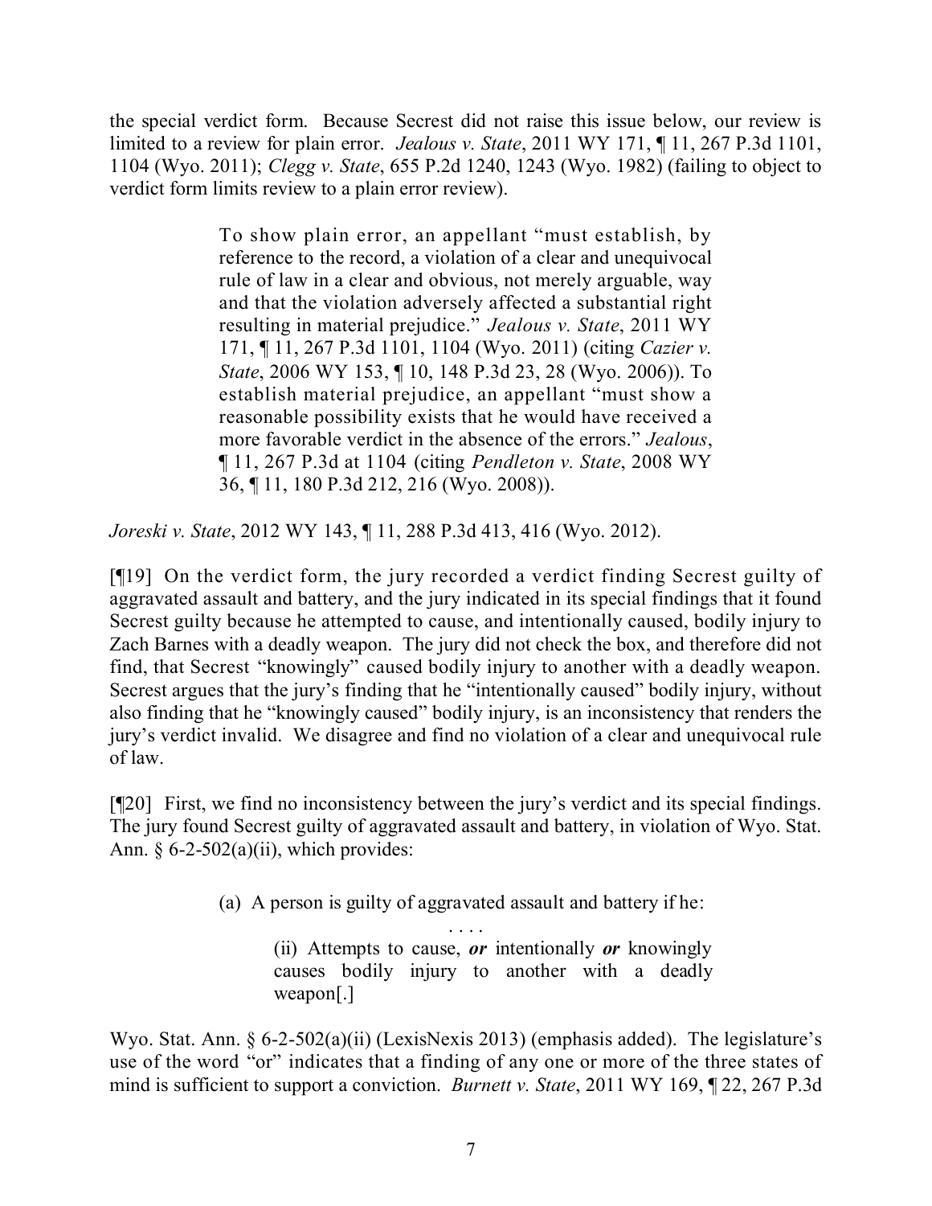the special verdict form. Because Secrest did not raise this issue below, our review is limited to a review for plain error. *Jealous v. State*, 2011 WY 171, ¶ 11, 267 P.3d 1101, 1104 (Wyo. 2011); *Clegg v. State*, 655 P.2d 1240, 1243 (Wyo. 1982) (failing to object to verdict form limits review to a plain error review).

> To show plain error, an appellant "must establish, by reference to the record, a violation of a clear and unequivocal rule of law in a clear and obvious, not merely arguable, way and that the violation adversely affected a substantial right resulting in material prejudice." *Jealous v. State*, 2011 WY 171, ¶ 11, 267 P.3d 1101, 1104 (Wyo. 2011) (citing *Cazier v. State*, 2006 WY 153, ¶ 10, 148 P.3d 23, 28 (Wyo. 2006)). To establish material prejudice, an appellant "must show a reasonable possibility exists that he would have received a more favorable verdict in the absence of the errors." *Jealous*, ¶ 11, 267 P.3d at 1104 (citing *Pendleton v. State*, 2008 WY 36, ¶ 11, 180 P.3d 212, 216 (Wyo. 2008)).

*Joreski v. State*, 2012 WY 143, ¶ 11, 288 P.3d 413, 416 (Wyo. 2012).

[¶19] On the verdict form, the jury recorded a verdict finding Secrest guilty of aggravated assault and battery, and the jury indicated in its special findings that it found Secrest guilty because he attempted to cause, and intentionally caused, bodily injury to Zach Barnes with a deadly weapon. The jury did not check the box, and therefore did not find, that Secrest "knowingly" caused bodily injury to another with a deadly weapon. Secrest argues that the jury's finding that he "intentionally caused" bodily injury, without also finding that he "knowingly caused" bodily injury, is an inconsistency that renders the jury's verdict invalid. We disagree and find no violation of a clear and unequivocal rule of law.

[¶20] First, we find no inconsistency between the jury's verdict and its special findings. The jury found Secrest guilty of aggravated assault and battery, in violation of Wyo. Stat. Ann. § 6-2-502(a)(ii), which provides:

> (a) A person is guilty of aggravated assault and battery if he:
>
> . . . .
>
> (ii) Attempts to cause, ***or*** intentionally ***or*** knowingly causes bodily injury to another with a deadly weapon[.]

Wyo. Stat. Ann. § 6-2-502(a)(ii) (LexisNexis 2013) (emphasis added). The legislature's use of the word "or" indicates that a finding of any one or more of the three states of mind is sufficient to support a conviction. *Burnett v. State*, 2011 WY 169, ¶ 22, 267 P.3d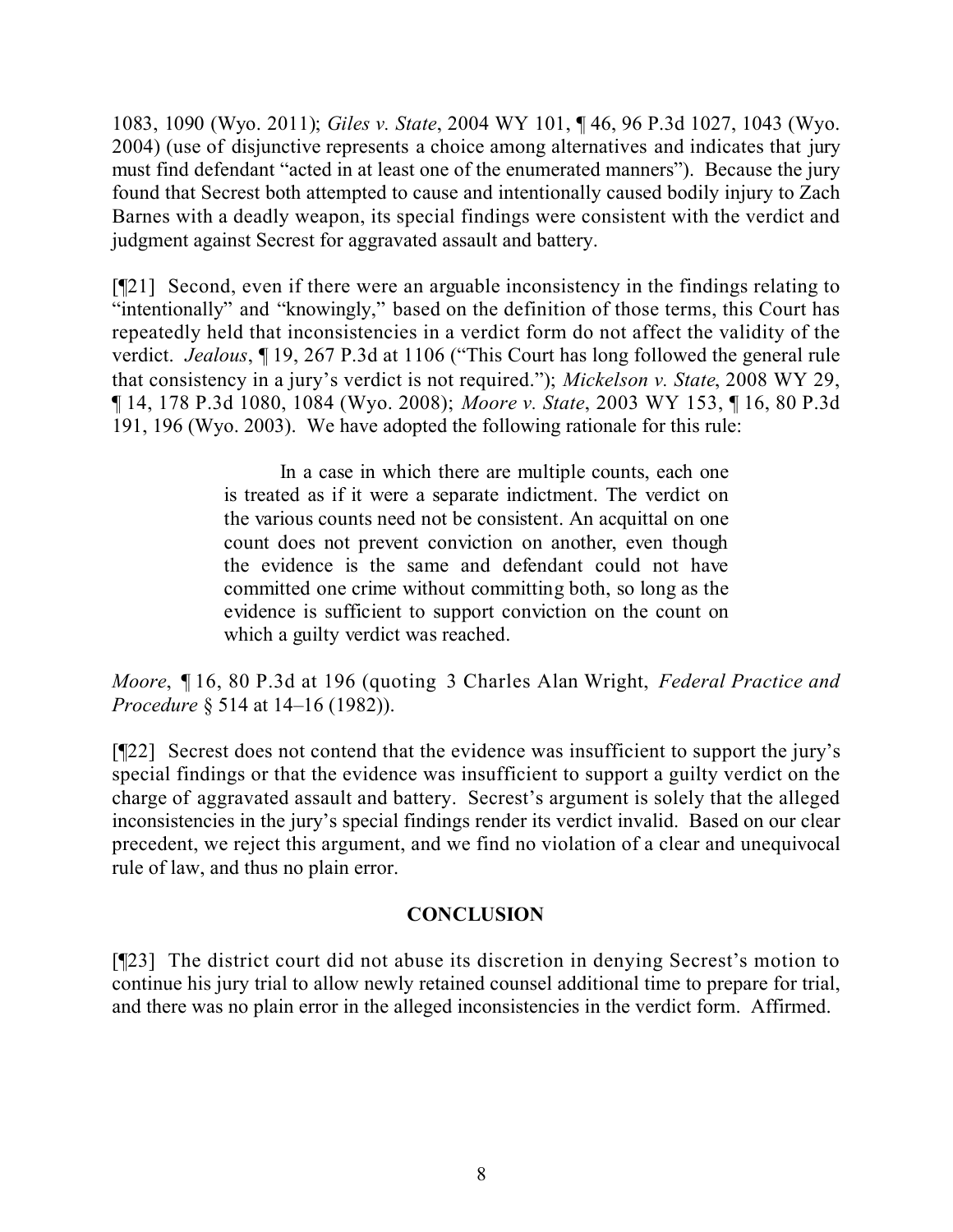1083, 1090 (Wyo. 2011); *Giles v. State*, 2004 WY 101, ¶ 46, 96 P.3d 1027, 1043 (Wyo. 2004) (use of disjunctive represents a choice among alternatives and indicates that jury must find defendant "acted in at least one of the enumerated manners"). Because the jury found that Secrest both attempted to cause and intentionally caused bodily injury to Zach Barnes with a deadly weapon, its special findings were consistent with the verdict and judgment against Secrest for aggravated assault and battery.

[¶21] Second, even if there were an arguable inconsistency in the findings relating to "intentionally" and "knowingly," based on the definition of those terms, this Court has repeatedly held that inconsistencies in a verdict form do not affect the validity of the verdict. *Jealous*, ¶ 19, 267 P.3d at 1106 ("This Court has long followed the general rule that consistency in a jury's verdict is not required."); *Mickelson v. State*, 2008 WY 29, ¶ 14, 178 P.3d 1080, 1084 (Wyo. 2008); *Moore v. State*, 2003 WY 153, ¶ 16, 80 P.3d 191, 196 (Wyo. 2003). We have adopted the following rationale for this rule:

> In a case in which there are multiple counts, each one is treated as if it were a separate indictment. The verdict on the various counts need not be consistent. An acquittal on one count does not prevent conviction on another, even though the evidence is the same and defendant could not have committed one crime without committing both, so long as the evidence is sufficient to support conviction on the count on which a guilty verdict was reached.

*Moore*, ¶ 16, 80 P.3d at 196 (quoting 3 Charles Alan Wright, *Federal Practice and Procedure* § 514 at 14–16 (1982)).

[¶22] Secrest does not contend that the evidence was insufficient to support the jury's special findings or that the evidence was insufficient to support a guilty verdict on the charge of aggravated assault and battery. Secrest's argument is solely that the alleged inconsistencies in the jury's special findings render its verdict invalid. Based on our clear precedent, we reject this argument, and we find no violation of a clear and unequivocal rule of law, and thus no plain error.

## CONCLUSION

[¶23] The district court did not abuse its discretion in denying Secrest's motion to continue his jury trial to allow newly retained counsel additional time to prepare for trial, and there was no plain error in the alleged inconsistencies in the verdict form. Affirmed.